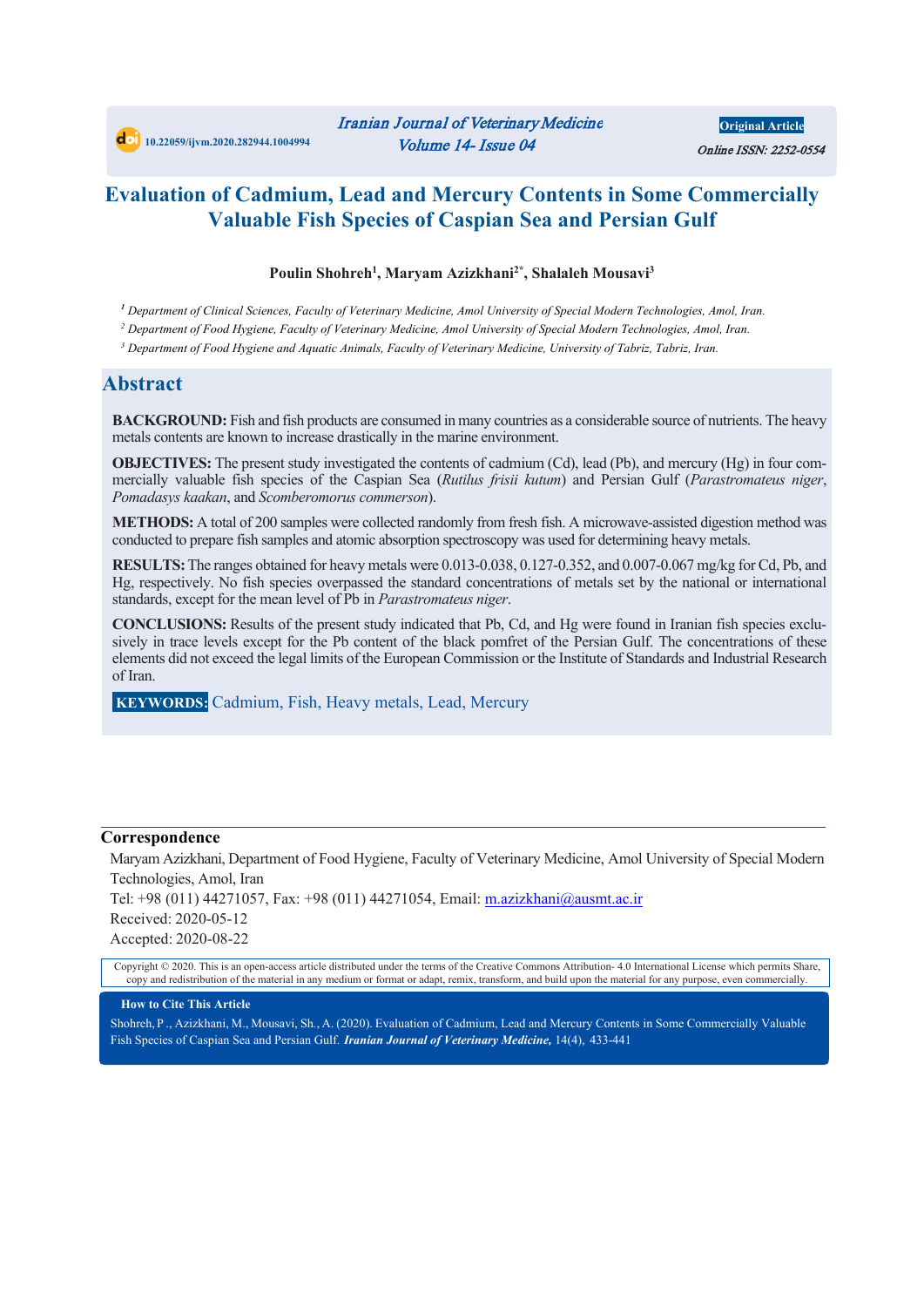# Evaluation of Cadmium, Lead and Mercury Contents in Some Commercially Valuable Fish Species of Caspian Sea and Persian Gulf

**Poulin Shohreh[1], Maryam Azizkhani[2*], Shalaleh Mousavi[3]**

[1] *Department of Clinical Sciences, Faculty of Veterinary Medicine, Amol University of Special Modern Technologies, Amol, Iran.*

[2] *Department of Food Hygiene, Faculty of Veterinary Medicine, Amol University of Special Modern Technologies, Amol, Iran.*

[3] *Department of Food Hygiene and Aquatic Animals, Faculty of Veterinary Medicine, University of Tabriz, Tabriz, Iran.*

## Abstract

**BACKGROUND:** Fish and fish products are consumed in many countries as a considerable source of nutrients. The heavy metals contents are known to increase drastically in the marine environment.

**OBJECTIVES:** The present study investigated the contents of cadmium (Cd), lead (Pb), and mercury (Hg) in four commercially valuable fish species of the Caspian Sea (*Rutilus frisii kutum*) and Persian Gulf (*Parastromateus niger*, *Pomadasys kaakan*, and *Scomberomorus commerson*).

**METHODS:** A total of 200 samples were collected randomly from fresh fish. A microwave-assisted digestion method was conducted to prepare fish samples and atomic absorption spectroscopy was used for determining heavy metals.

**RESULTS:** The ranges obtained for heavy metals were 0.013-0.038, 0.127-0.352, and 0.007-0.067 mg/kg for Cd, Pb, and Hg, respectively. No fish species overpassed the standard concentrations of metals set by the national or international standards, except for the mean level of Pb in *Parastromateus niger*.

**CONCLUSIONS:** Results of the present study indicated that Pb, Cd, and Hg were found in Iranian fish species exclusively in trace levels except for the Pb content of the black pomfret of the Persian Gulf. The concentrations of these elements did not exceed the legal limits of the European Commission or the Institute of Standards and Industrial Research of Iran.

**KEYWORDS:** Cadmium, Fish, Heavy metals, Lead, Mercury

---

### Correspondence

Maryam Azizkhani, Department of Food Hygiene, Faculty of Veterinary Medicine, Amol University of Special Modern Technologies, Amol, Iran

Tel: +98 (011) 44271057, Fax: +98 (011) 44271054, Email: m.azizkhani@ausmt.ac.ir

Received: 2020-05-12

Accepted: 2020-08-22

Copyright © 2020. This is an open-access article distributed under the terms of the Creative Commons Attribution- 4.0 International License which permits Share, copy and redistribution of the material in any medium or format or adapt, remix, transform, and build upon the material for any purpose, even commercially.

### How to Cite This Article

Shohreh, P., Azizkhani, M., Mousavi, Sh., A. (2020). Evaluation of Cadmium, Lead and Mercury Contents in Some Commercially Valuable Fish Species of Caspian Sea and Persian Gulf. ***Iranian Journal of Veterinary Medicine,*** 14(4), 433-441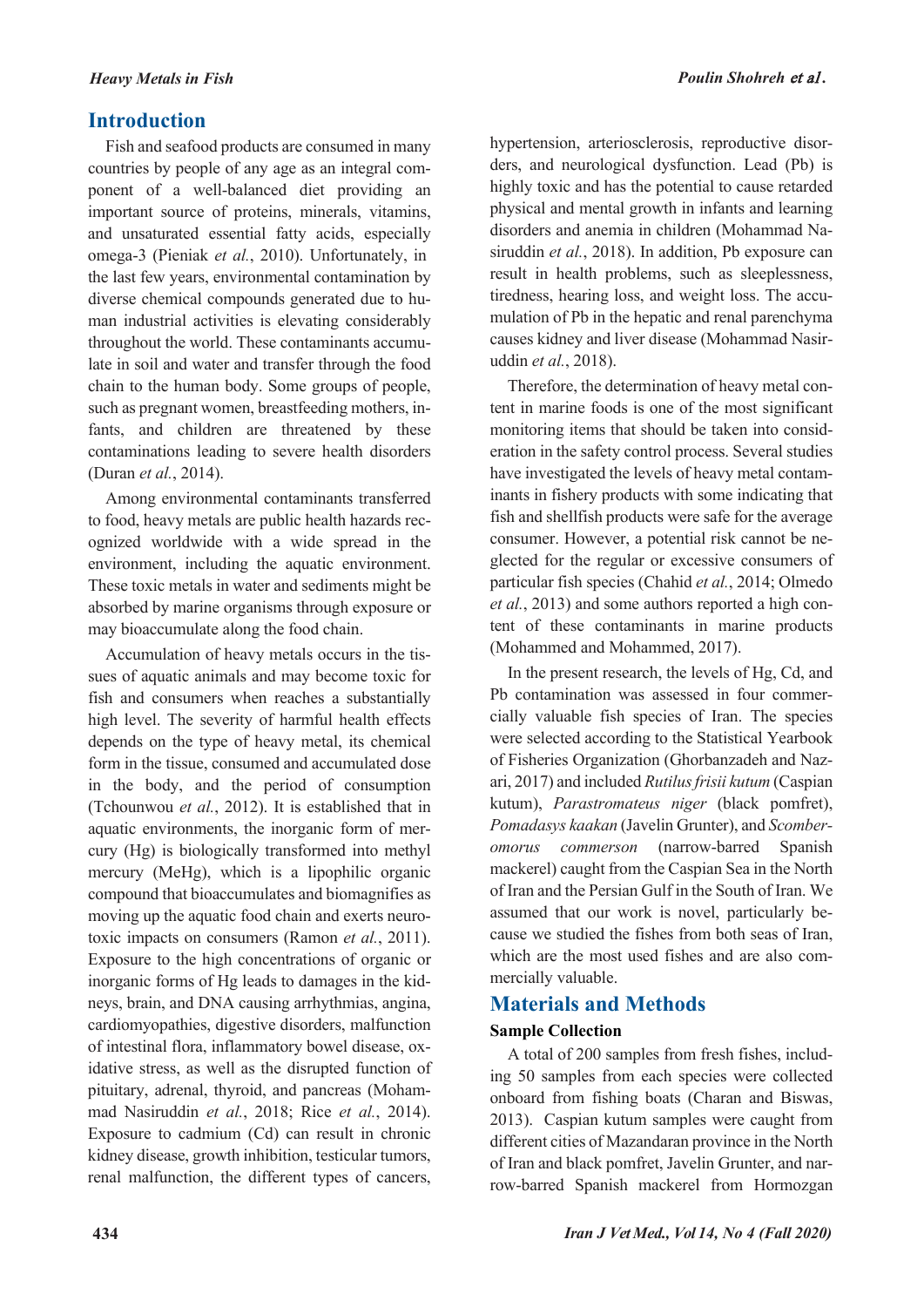## Introduction

Fish and seafood products are consumed in many countries by people of any age as an integral component of a well-balanced diet providing an important source of proteins, minerals, vitamins, and unsaturated essential fatty acids, especially omega-3 (Pieniak *et al.*, 2010). Unfortunately, in the last few years, environmental contamination by diverse chemical compounds generated due to human industrial activities is elevating considerably throughout the world. These contaminants accumulate in soil and water and transfer through the food chain to the human body. Some groups of people, such as pregnant women, breastfeeding mothers, infants, and children are threatened by these contaminations leading to severe health disorders (Duran *et al.*, 2014).

Among environmental contaminants transferred to food, heavy metals are public health hazards recognized worldwide with a wide spread in the environment, including the aquatic environment. These toxic metals in water and sediments might be absorbed by marine organisms through exposure or may bioaccumulate along the food chain.

Accumulation of heavy metals occurs in the tissues of aquatic animals and may become toxic for fish and consumers when reaches a substantially high level. The severity of harmful health effects depends on the type of heavy metal, its chemical form in the tissue, consumed and accumulated dose in the body, and the period of consumption (Tchounwou *et al.*, 2012). It is established that in aquatic environments, the inorganic form of mercury (Hg) is biologically transformed into methyl mercury (MeHg), which is a lipophilic organic compound that bioaccumulates and biomagnifies as moving up the aquatic food chain and exerts neurotoxic impacts on consumers (Ramon *et al.*, 2011). Exposure to the high concentrations of organic or inorganic forms of Hg leads to damages in the kidneys, brain, and DNA causing arrhythmias, angina, cardiomyopathies, digestive disorders, malfunction of intestinal flora, inflammatory bowel disease, oxidative stress, as well as the disrupted function of pituitary, adrenal, thyroid, and pancreas (Mohammad Nasiruddin *et al.*, 2018; Rice *et al.*, 2014). Exposure to cadmium (Cd) can result in chronic kidney disease, growth inhibition, testicular tumors, renal malfunction, the different types of cancers, hypertension, arteriosclerosis, reproductive disorders, and neurological dysfunction. Lead (Pb) is highly toxic and has the potential to cause retarded physical and mental growth in infants and learning disorders and anemia in children (Mohammad Nasiruddin *et al.*, 2018). In addition, Pb exposure can result in health problems, such as sleeplessness, tiredness, hearing loss, and weight loss. The accumulation of Pb in the hepatic and renal parenchyma causes kidney and liver disease (Mohammad Nasiruddin *et al.*, 2018).

Therefore, the determination of heavy metal content in marine foods is one of the most significant monitoring items that should be taken into consideration in the safety control process. Several studies have investigated the levels of heavy metal contaminants in fishery products with some indicating that fish and shellfish products were safe for the average consumer. However, a potential risk cannot be neglected for the regular or excessive consumers of particular fish species (Chahid *et al.*, 2014; Olmedo *et al.*, 2013) and some authors reported a high content of these contaminants in marine products (Mohammed and Mohammed, 2017).

In the present research, the levels of Hg, Cd, and Pb contamination was assessed in four commercially valuable fish species of Iran. The species were selected according to the Statistical Yearbook of Fisheries Organization (Ghorbanzadeh and Nazari, 2017) and included *Rutilus frisii kutum* (Caspian kutum), *Parastromateus niger* (black pomfret), *Pomadasys kaakan* (Javelin Grunter), and *Scomberomorus commerson* (narrow-barred Spanish mackerel) caught from the Caspian Sea in the North of Iran and the Persian Gulf in the South of Iran. We assumed that our work is novel, particularly because we studied the fishes from both seas of Iran, which are the most used fishes and are also commercially valuable.

## Materials and Methods

### Sample Collection

A total of 200 samples from fresh fishes, including 50 samples from each species were collected onboard from fishing boats (Charan and Biswas, 2013). Caspian kutum samples were caught from different cities of Mazandaran province in the North of Iran and black pomfret, Javelin Grunter, and narrow-barred Spanish mackerel from Hormozgan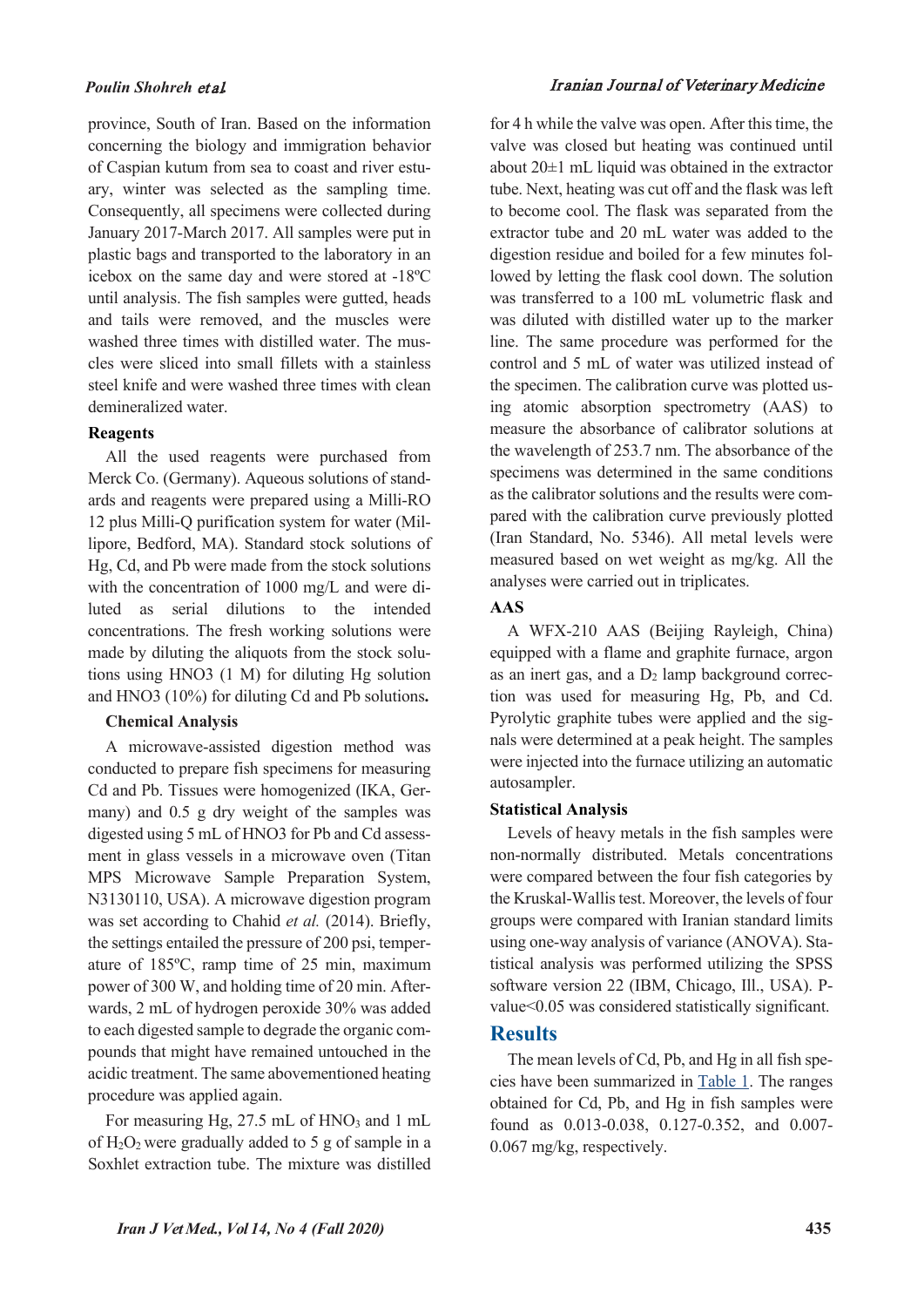province, South of Iran. Based on the information concerning the biology and immigration behavior of Caspian kutum from sea to coast and river estuary, winter was selected as the sampling time. Consequently, all specimens were collected during January 2017-March 2017. All samples were put in plastic bags and transported to the laboratory in an icebox on the same day and were stored at -18ºC until analysis. The fish samples were gutted, heads and tails were removed, and the muscles were washed three times with distilled water. The muscles were sliced into small fillets with a stainless steel knife and were washed three times with clean demineralized water.

### Reagents

All the used reagents were purchased from Merck Co. (Germany). Aqueous solutions of standards and reagents were prepared using a Milli-RO 12 plus Milli-Q purification system for water (Millipore, Bedford, MA). Standard stock solutions of Hg, Cd, and Pb were made from the stock solutions with the concentration of 1000 mg/L and were diluted as serial dilutions to the intended concentrations. The fresh working solutions were made by diluting the aliquots from the stock solutions using HNO3 (1 M) for diluting Hg solution and HNO3 (10%) for diluting Cd and Pb solutions**.**

### Chemical Analysis

A microwave-assisted digestion method was conducted to prepare fish specimens for measuring Cd and Pb. Tissues were homogenized (IKA, Germany) and 0.5 g dry weight of the samples was digested using 5 mL of HNO3 for Pb and Cd assessment in glass vessels in a microwave oven (Titan MPS Microwave Sample Preparation System, N3130110, USA). A microwave digestion program was set according to Chahid *et al.* (2014). Briefly, the settings entailed the pressure of 200 psi, temperature of 185ºC, ramp time of 25 min, maximum power of 300 W, and holding time of 20 min. Afterwards, 2 mL of hydrogen peroxide 30% was added to each digested sample to degrade the organic compounds that might have remained untouched in the acidic treatment. The same abovementioned heating procedure was applied again.

For measuring Hg, 27.5 mL of $HNO_3$ and 1 mL of $H_2O_2$ were gradually added to 5 g of sample in a Soxhlet extraction tube. The mixture was distilled for 4 h while the valve was open. After this time, the valve was closed but heating was continued until about 20±1 mL liquid was obtained in the extractor tube. Next, heating was cut off and the flask was left to become cool. The flask was separated from the extractor tube and 20 mL water was added to the digestion residue and boiled for a few minutes followed by letting the flask cool down. The solution was transferred to a 100 mL volumetric flask and was diluted with distilled water up to the marker line. The same procedure was performed for the control and 5 mL of water was utilized instead of the specimen. The calibration curve was plotted using atomic absorption spectrometry (AAS) to measure the absorbance of calibrator solutions at the wavelength of 253.7 nm. The absorbance of the specimens was determined in the same conditions as the calibrator solutions and the results were compared with the calibration curve previously plotted (Iran Standard, No. 5346). All metal levels were measured based on wet weight as mg/kg. All the analyses were carried out in triplicates.

### AAS

A WFX-210 AAS (Beijing Rayleigh, China) equipped with a flame and graphite furnace, argon as an inert gas, and a $D_2$ lamp background correction was used for measuring Hg, Pb, and Cd. Pyrolytic graphite tubes were applied and the signals were determined at a peak height. The samples were injected into the furnace utilizing an automatic autosampler.

### Statistical Analysis

Levels of heavy metals in the fish samples were non-normally distributed. Metals concentrations were compared between the four fish categories by the Kruskal-Wallis test. Moreover, the levels of four groups were compared with Iranian standard limits using one-way analysis of variance (ANOVA). Statistical analysis was performed utilizing the SPSS software version 22 (IBM, Chicago, Ill., USA). P-value<0.05 was considered statistically significant.

## Results

The mean levels of Cd, Pb, and Hg in all fish species have been summarized in Table 1. The ranges obtained for Cd, Pb, and Hg in fish samples were found as 0.013-0.038, 0.127-0.352, and 0.007-0.067 mg/kg, respectively.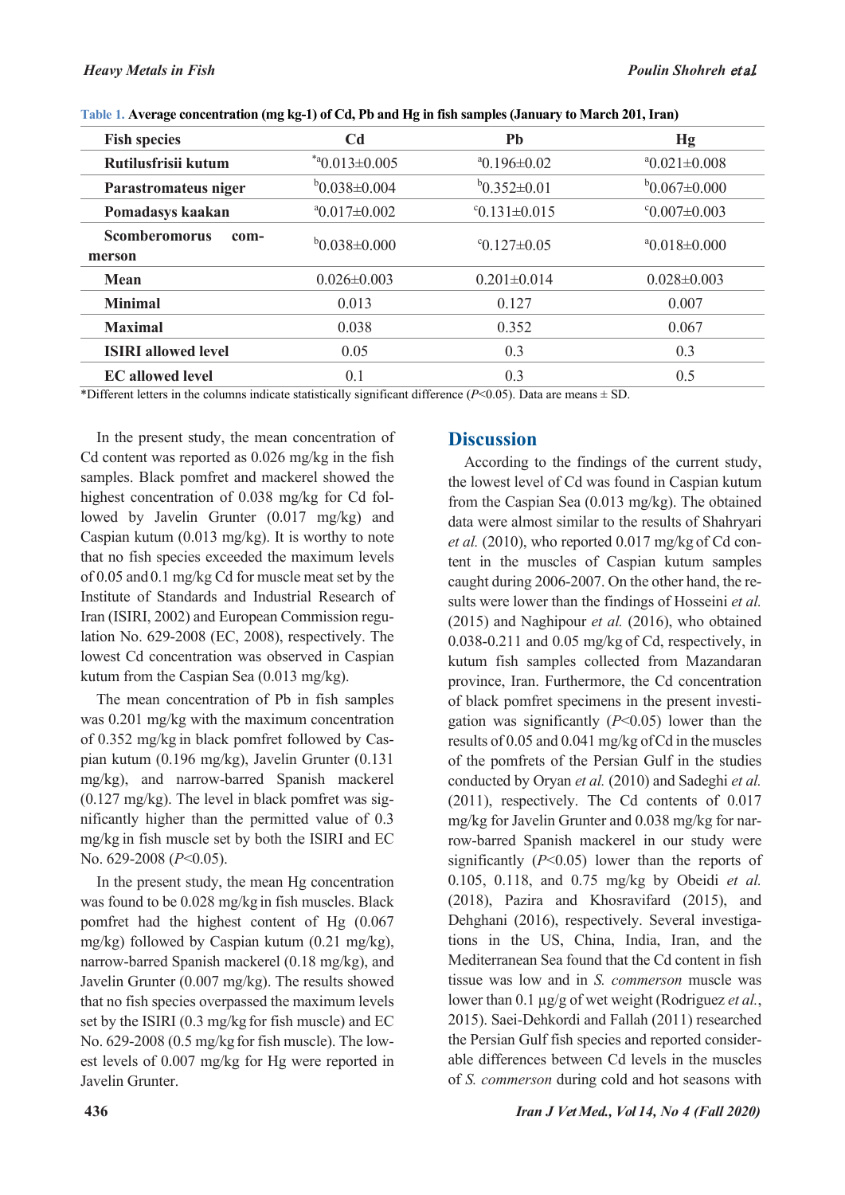**Table 1.** Average concentration (mg kg-1) of Cd, Pb and Hg in fish samples (January to March 201, Iran)

| Fish species | Cd | Pb | Hg |
|---|---|---|---|
| Rutilusfrisii kutum | *a0.013±0.005 | a0.196±0.02 | a0.021±0.008 |
| Parastromateus niger | b0.038±0.004 | b0.352±0.01 | b0.067±0.000 |
| Pomadasys kaakan | a0.017±0.002 | c0.131±0.015 | c0.007±0.003 |
| Scomberomorus commerson | b0.038±0.000 | c0.127±0.05 | a0.018±0.000 |
| Mean | 0.026±0.003 | 0.201±0.014 | 0.028±0.003 |
| Minimal | 0.013 | 0.127 | 0.007 |
| Maximal | 0.038 | 0.352 | 0.067 |
| ISIRI allowed level | 0.05 | 0.3 | 0.3 |
| EC allowed level | 0.1 | 0.3 | 0.5 |

*Different letters in the columns indicate statistically significant difference ($P$<0.05). Data are means ± SD.

In the present study, the mean concentration of Cd content was reported as 0.026 mg/kg in the fish samples. Black pomfret and mackerel showed the highest concentration of 0.038 mg/kg for Cd followed by Javelin Grunter (0.017 mg/kg) and Caspian kutum (0.013 mg/kg). It is worthy to note that no fish species exceeded the maximum levels of 0.05 and 0.1 mg/kg Cd for muscle meat set by the Institute of Standards and Industrial Research of Iran (ISIRI, 2002) and European Commission regulation No. 629-2008 (EC, 2008), respectively. The lowest Cd concentration was observed in Caspian kutum from the Caspian Sea (0.013 mg/kg).

The mean concentration of Pb in fish samples was 0.201 mg/kg with the maximum concentration of 0.352 mg/kg in black pomfret followed by Caspian kutum (0.196 mg/kg), Javelin Grunter (0.131 mg/kg), and narrow-barred Spanish mackerel (0.127 mg/kg). The level in black pomfret was significantly higher than the permitted value of 0.3 mg/kg in fish muscle set by both the ISIRI and EC No. 629-2008 ($P$<0.05).

In the present study, the mean Hg concentration was found to be 0.028 mg/kg in fish muscles. Black pomfret had the highest content of Hg (0.067 mg/kg) followed by Caspian kutum (0.21 mg/kg), narrow-barred Spanish mackerel (0.18 mg/kg), and Javelin Grunter (0.007 mg/kg). The results showed that no fish species overpassed the maximum levels set by the ISIRI (0.3 mg/kg for fish muscle) and EC No. 629-2008 (0.5 mg/kg for fish muscle). The lowest levels of 0.007 mg/kg for Hg were reported in Javelin Grunter.

## Discussion

According to the findings of the current study, the lowest level of Cd was found in Caspian kutum from the Caspian Sea (0.013 mg/kg). The obtained data were almost similar to the results of Shahryari *et al.* (2010), who reported 0.017 mg/kg of Cd content in the muscles of Caspian kutum samples caught during 2006-2007. On the other hand, the results were lower than the findings of Hosseini *et al.* (2015) and Naghipour *et al.* (2016), who obtained 0.038-0.211 and 0.05 mg/kg of Cd, respectively, in kutum fish samples collected from Mazandaran province, Iran. Furthermore, the Cd concentration of black pomfret specimens in the present investigation was significantly ($P$<0.05) lower than the results of 0.05 and 0.041 mg/kg of Cd in the muscles of the pomfrets of the Persian Gulf in the studies conducted by Oryan *et al.* (2010) and Sadeghi *et al.* (2011), respectively. The Cd contents of 0.017 mg/kg for Javelin Grunter and 0.038 mg/kg for narrow-barred Spanish mackerel in our study were significantly ($P$<0.05) lower than the reports of 0.105, 0.118, and 0.75 mg/kg by Obeidi *et al.* (2018), Pazira and Khosravifard (2015), and Dehghani (2016), respectively. Several investigations in the US, China, India, Iran, and the Mediterranean Sea found that the Cd content in fish tissue was low and in *S. commerson* muscle was lower than 0.1 µg/g of wet weight (Rodriguez *et al.*, 2015). Saei-Dehkordi and Fallah (2011) researched the Persian Gulf fish species and reported considerable differences between Cd levels in the muscles of *S. commerson* during cold and hot seasons with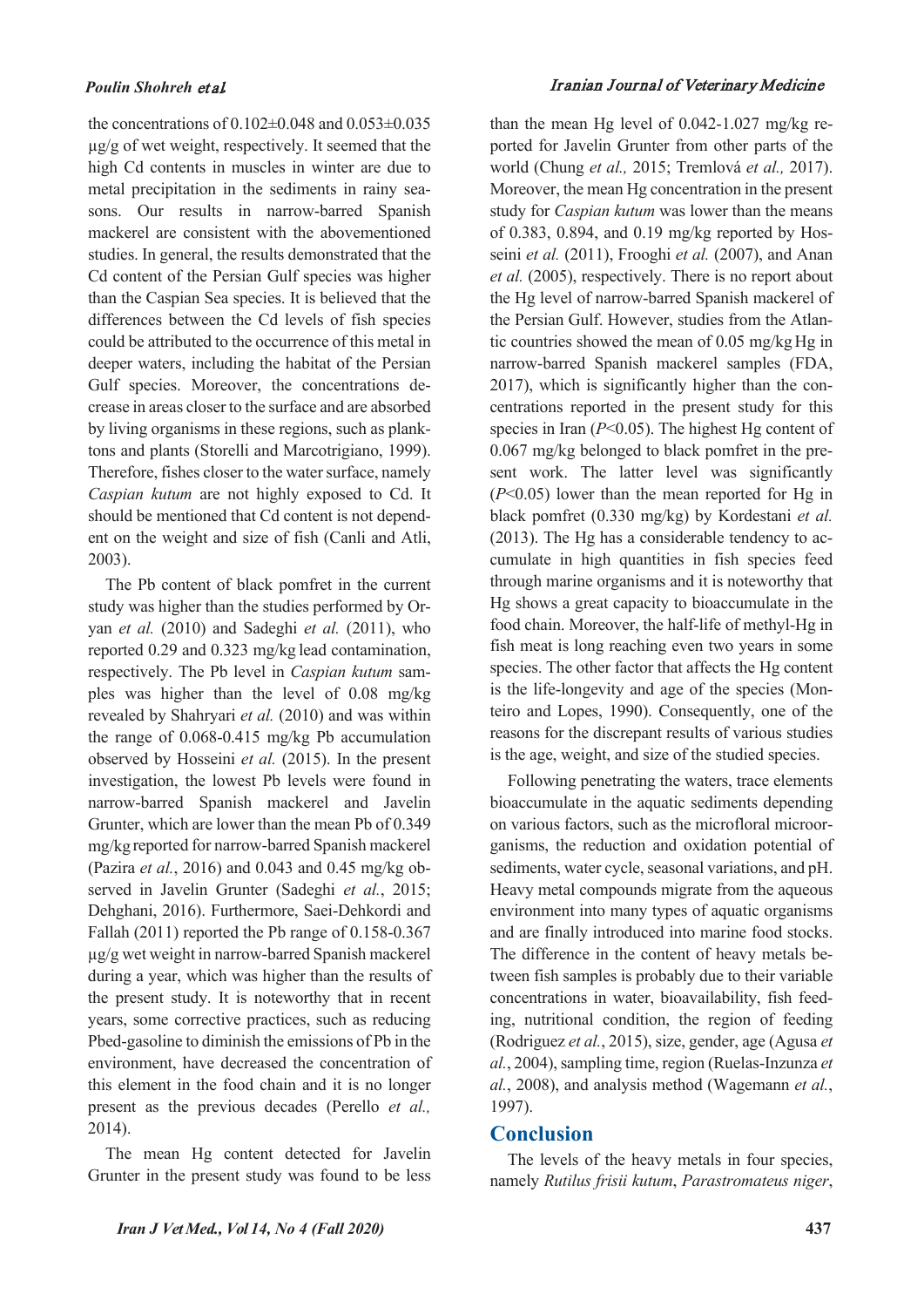the concentrations of 0.102±0.048 and 0.053±0.035 µg/g of wet weight, respectively. It seemed that the high Cd contents in muscles in winter are due to metal precipitation in the sediments in rainy seasons. Our results in narrow-barred Spanish mackerel are consistent with the abovementioned studies. In general, the results demonstrated that the Cd content of the Persian Gulf species was higher than the Caspian Sea species. It is believed that the differences between the Cd levels of fish species could be attributed to the occurrence of this metal in deeper waters, including the habitat of the Persian Gulf species. Moreover, the concentrations decrease in areas closer to the surface and are absorbed by living organisms in these regions, such as planktons and plants (Storelli and Marcotrigiano, 1999). Therefore, fishes closer to the water surface, namely *Caspian kutum* are not highly exposed to Cd. It should be mentioned that Cd content is not dependent on the weight and size of fish (Canli and Atli, 2003).

The Pb content of black pomfret in the current study was higher than the studies performed by Oryan *et al.* (2010) and Sadeghi *et al.* (2011), who reported 0.29 and 0.323 mg/kg lead contamination, respectively. The Pb level in *Caspian kutum* samples was higher than the level of 0.08 mg/kg revealed by Shahryari *et al.* (2010) and was within the range of 0.068-0.415 mg/kg Pb accumulation observed by Hosseini *et al.* (2015). In the present investigation, the lowest Pb levels were found in narrow-barred Spanish mackerel and Javelin Grunter, which are lower than the mean Pb of 0.349 mg/kg reported for narrow-barred Spanish mackerel (Pazira *et al.*, 2016) and 0.043 and 0.45 mg/kg observed in Javelin Grunter (Sadeghi *et al.*, 2015; Dehghani, 2016). Furthermore, Saei-Dehkordi and Fallah (2011) reported the Pb range of 0.158-0.367 µg/g wet weight in narrow-barred Spanish mackerel during a year, which was higher than the results of the present study. It is noteworthy that in recent years, some corrective practices, such as reducing Pbed-gasoline to diminish the emissions of Pb in the environment, have decreased the concentration of this element in the food chain and it is no longer present as the previous decades (Perello *et al.,* 2014).

The mean Hg content detected for Javelin Grunter in the present study was found to be less than the mean Hg level of 0.042-1.027 mg/kg reported for Javelin Grunter from other parts of the world (Chung *et al.,* 2015; Tremlová *et al.,* 2017). Moreover, the mean Hg concentration in the present study for *Caspian kutum* was lower than the means of 0.383, 0.894, and 0.19 mg/kg reported by Hosseini *et al.* (2011), Frooghi *et al.* (2007), and Anan *et al.* (2005), respectively. There is no report about the Hg level of narrow-barred Spanish mackerel of the Persian Gulf. However, studies from the Atlantic countries showed the mean of 0.05 mg/kg Hg in narrow-barred Spanish mackerel samples (FDA, 2017), which is significantly higher than the concentrations reported in the present study for this species in Iran ($P$<0.05). The highest Hg content of 0.067 mg/kg belonged to black pomfret in the present work. The latter level was significantly ($P$<0.05) lower than the mean reported for Hg in black pomfret (0.330 mg/kg) by Kordestani *et al.* (2013). The Hg has a considerable tendency to accumulate in high quantities in fish species feed through marine organisms and it is noteworthy that Hg shows a great capacity to bioaccumulate in the food chain. Moreover, the half-life of methyl-Hg in fish meat is long reaching even two years in some species. The other factor that affects the Hg content is the life-longevity and age of the species (Monteiro and Lopes, 1990). Consequently, one of the reasons for the discrepant results of various studies is the age, weight, and size of the studied species.

Following penetrating the waters, trace elements bioaccumulate in the aquatic sediments depending on various factors, such as the microfloral microorganisms, the reduction and oxidation potential of sediments, water cycle, seasonal variations, and pH. Heavy metal compounds migrate from the aqueous environment into many types of aquatic organisms and are finally introduced into marine food stocks. The difference in the content of heavy metals between fish samples is probably due to their variable concentrations in water, bioavailability, fish feeding, nutritional condition, the region of feeding (Rodriguez *et al.*, 2015), size, gender, age (Agusa *et al.*, 2004), sampling time, region (Ruelas-Inzunza *et al.*, 2008), and analysis method (Wagemann *et al.*, 1997).

## Conclusion

The levels of the heavy metals in four species, namely *Rutilus frisii kutum*, *Parastromateus niger*,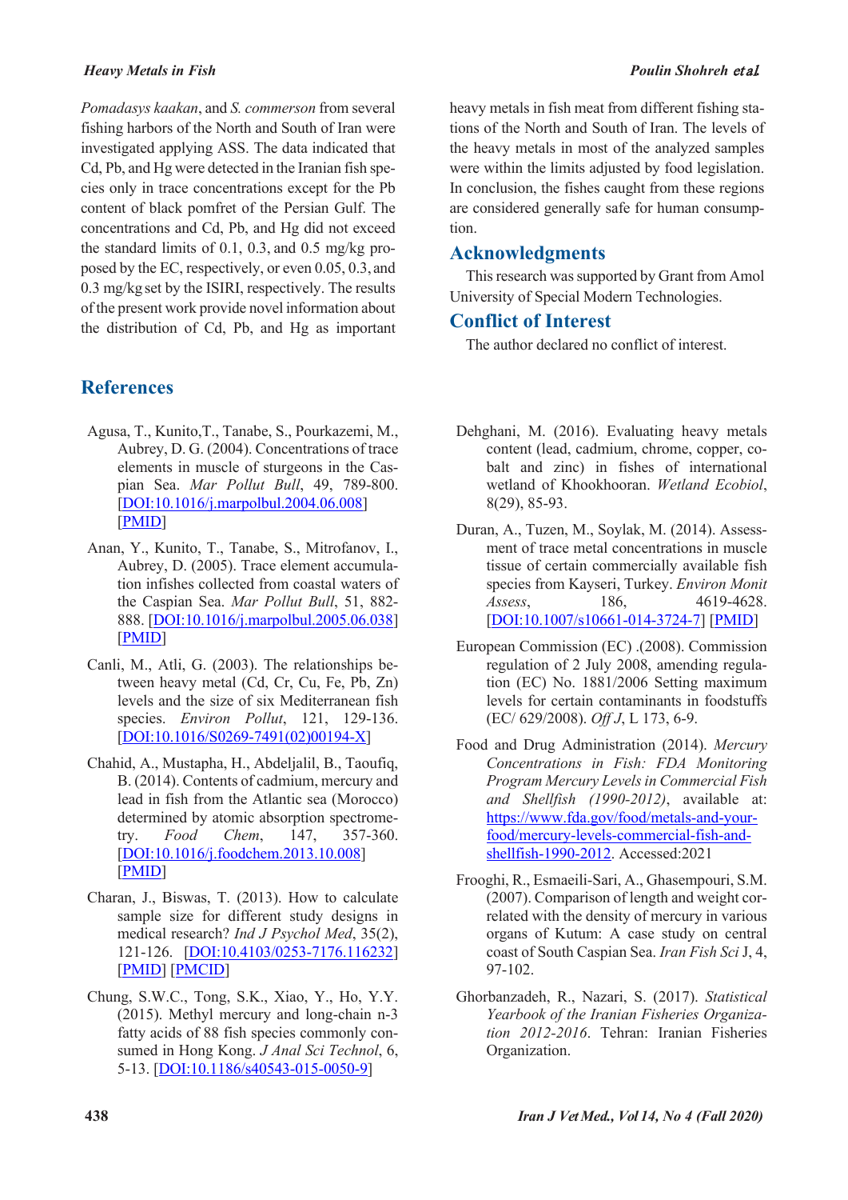*Pomadasys kaakan*, and *S. commerson* from several fishing harbors of the North and South of Iran were investigated applying ASS. The data indicated that Cd, Pb, and Hg were detected in the Iranian fish species only in trace concentrations except for the Pb content of black pomfret of the Persian Gulf. The concentrations and Cd, Pb, and Hg did not exceed the standard limits of 0.1, 0.3, and 0.5 mg/kg proposed by the EC, respectively, or even 0.05, 0.3, and 0.3 mg/kg set by the ISIRI, respectively. The results of the present work provide novel information about the distribution of Cd, Pb, and Hg as important heavy metals in fish meat from different fishing stations of the North and South of Iran. The levels of the heavy metals in most of the analyzed samples were within the limits adjusted by food legislation. In conclusion, the fishes caught from these regions are considered generally safe for human consumption.

## Acknowledgments

This research was supported by Grant from Amol University of Special Modern Technologies.

## Conflict of Interest

The author declared no conflict of interest.

## References

Agusa, T., Kunito,T., Tanabe, S., Pourkazemi, M., Aubrey, D. G. (2004). Concentrations of trace elements in muscle of sturgeons in the Caspian Sea. *Mar Pollut Bull*, 49, 789-800. [DOI:10.1016/j.marpolbul.2004.06.008] [PMID]

Anan, Y., Kunito, T., Tanabe, S., Mitrofanov, I., Aubrey, D. (2005). Trace element accumulation infishes collected from coastal waters of the Caspian Sea. *Mar Pollut Bull*, 51, 882-888. [DOI:10.1016/j.marpolbul.2005.06.038] [PMID]

Canli, M., Atli, G. (2003). The relationships between heavy metal (Cd, Cr, Cu, Fe, Pb, Zn) levels and the size of six Mediterranean fish species. *Environ Pollut*, 121, 129-136. [DOI:10.1016/S0269-7491(02)00194-X]

Chahid, A., Mustapha, H., Abdeljalil, B., Taoufiq, B. (2014). Contents of cadmium, mercury and lead in fish from the Atlantic sea (Morocco) determined by atomic absorption spectrometry. *Food Chem*, 147, 357-360. [DOI:10.1016/j.foodchem.2013.10.008] [PMID]

Charan, J., Biswas, T. (2013). How to calculate sample size for different study designs in medical research? *Ind J Psychol Med*, 35(2), 121-126. [DOI:10.4103/0253-7176.116232] [PMID] [PMCID]

Chung, S.W.C., Tong, S.K., Xiao, Y., Ho, Y.Y. (2015). Methyl mercury and long-chain n-3 fatty acids of 88 fish species commonly consumed in Hong Kong. *J Anal Sci Technol*, 6, 5-13. [DOI:10.1186/s40543-015-0050-9]

Dehghani, M. (2016). Evaluating heavy metals content (lead, cadmium, chrome, copper, cobalt and zinc) in fishes of international wetland of Khookhooran. *Wetland Ecobiol*, 8(29), 85-93.

Duran, A., Tuzen, M., Soylak, M. (2014). Assessment of trace metal concentrations in muscle tissue of certain commercially available fish species from Kayseri, Turkey. *Environ Monit Assess*, 186, 4619-4628. [DOI:10.1007/s10661-014-3724-7] [PMID]

European Commission (EC) .(2008). Commission regulation of 2 July 2008, amending regulation (EC) No. 1881/2006 Setting maximum levels for certain contaminants in foodstuffs (EC/ 629/2008). *Off J*, L 173, 6-9.

Food and Drug Administration (2014). *Mercury Concentrations in Fish: FDA Monitoring Program Mercury Levels in Commercial Fish and Shellfish (1990-2012)*, available at: https://www.fda.gov/food/metals-and-your-food/mercury-levels-commercial-fish-and-shellfish-1990-2012. Accessed:2021

Frooghi, R., Esmaeili-Sari, A., Ghasempouri, S.M. (2007). Comparison of length and weight correlated with the density of mercury in various organs of Kutum: A case study on central coast of South Caspian Sea. *Iran Fish Sci* J, 4, 97-102.

Ghorbanzadeh, R., Nazari, S. (2017). *Statistical Yearbook of the Iranian Fisheries Organization 2012-2016*. Tehran: Iranian Fisheries Organization.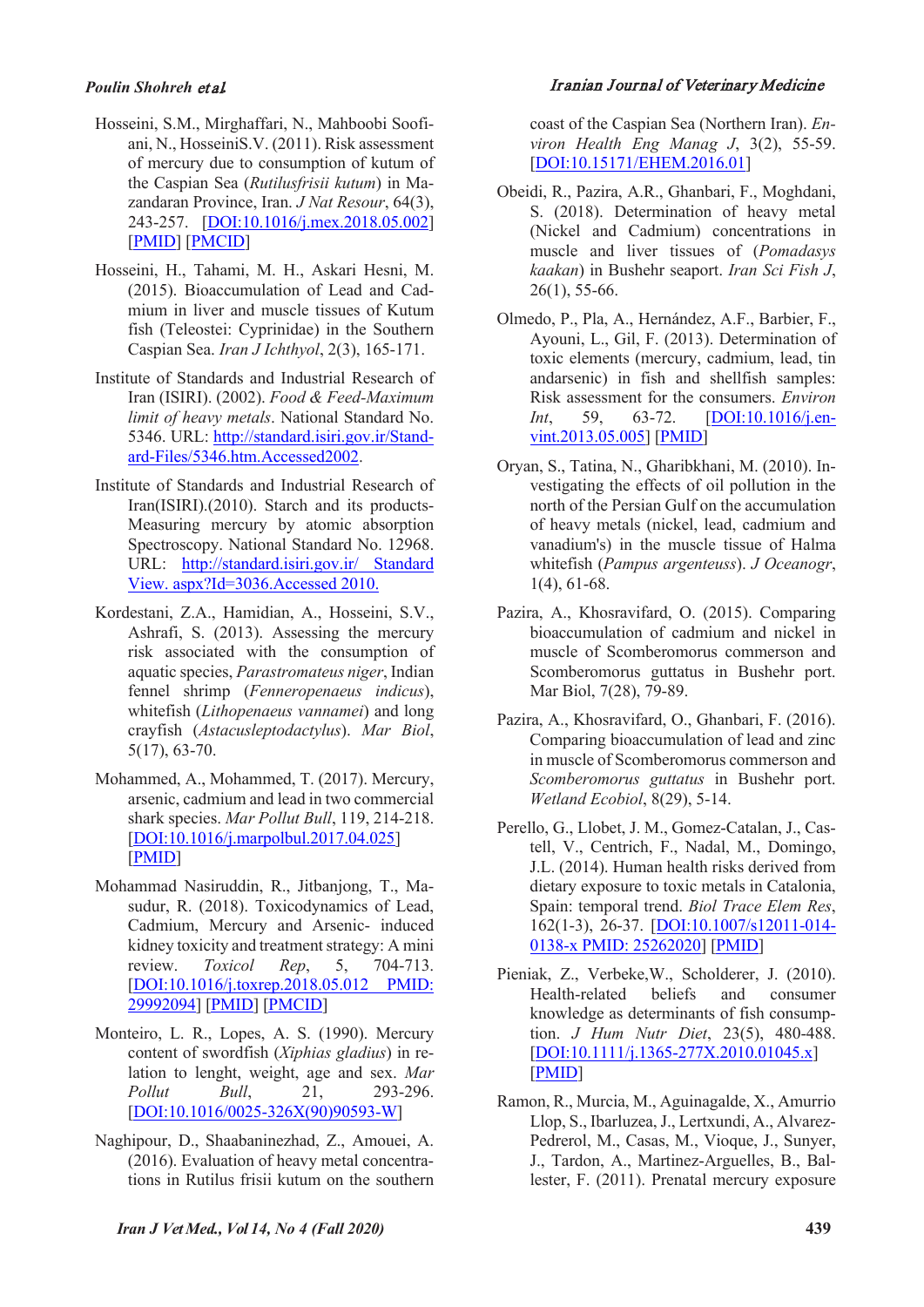Hosseini, S.M., Mirghaffari, N., Mahboobi Soofiani, N., HosseiniS.V. (2011). Risk assessment of mercury due to consumption of kutum of the Caspian Sea (*Rutilusfrisii kutum*) in Mazandaran Province, Iran. *J Nat Resour*, 64(3), 243-257. [DOI:10.1016/j.mex.2018.05.002] [PMID] [PMCID]

Hosseini, H., Tahami, M. H., Askari Hesni, M. (2015). Bioaccumulation of Lead and Cadmium in liver and muscle tissues of Kutum fish (Teleostei: Cyprinidae) in the Southern Caspian Sea. *Iran J Ichthyol*, 2(3), 165-171.

Institute of Standards and Industrial Research of Iran (ISIRI). (2002). *Food & Feed-Maximum limit of heavy metals*. National Standard No. 5346. URL: http://standard.isiri.gov.ir/Standard-Files/5346.htm.Accessed2002.

Institute of Standards and Industrial Research of Iran(ISIRI).(2010). Starch and its products-Measuring mercury by atomic absorption Spectroscopy. National Standard No. 12968. URL: http://standard.isiri.gov.ir/ Standard View. aspx?Id=3036.Accessed 2010.

Kordestani, Z.A., Hamidian, A., Hosseini, S.V., Ashrafi, S. (2013). Assessing the mercury risk associated with the consumption of aquatic species, *Parastromateus niger*, Indian fennel shrimp (*Fenneropenaeus indicus*), whitefish (*Lithopenaeus vannamei*) and long crayfish (*Astacusleptodactylus*). *Mar Biol*, 5(17), 63-70.

Mohammed, A., Mohammed, T. (2017). Mercury, arsenic, cadmium and lead in two commercial shark species. *Mar Pollut Bull*, 119, 214-218. [DOI:10.1016/j.marpolbul.2017.04.025] [PMID]

Mohammad Nasiruddin, R., Jitbanjong, T., Masudur, R. (2018). Toxicodynamics of Lead, Cadmium, Mercury and Arsenic- induced kidney toxicity and treatment strategy: A mini review. *Toxicol Rep*, 5, 704-713. [DOI:10.1016/j.toxrep.2018.05.012 PMID: 29992094] [PMID] [PMCID]

Monteiro, L. R., Lopes, A. S. (1990). Mercury content of swordfish (*Xiphias gladius*) in relation to lenght, weight, age and sex. *Mar Pollut Bull*, 21, 293-296. [DOI:10.1016/0025-326X(90)90593-W]

Naghipour, D., Shaabaninezhad, Z., Amouei, A. (2016). Evaluation of heavy metal concentrations in Rutilus frisii kutum on the southern coast of the Caspian Sea (Northern Iran). *Environ Health Eng Manag J*, 3(2), 55-59. [DOI:10.15171/EHEM.2016.01]

Obeidi, R., Pazira, A.R., Ghanbari, F., Moghdani, S. (2018). Determination of heavy metal (Nickel and Cadmium) concentrations in muscle and liver tissues of (*Pomadasys kaakan*) in Bushehr seaport. *Iran Sci Fish J*, 26(1), 55-66.

Olmedo, P., Pla, A., Hernández, A.F., Barbier, F., Ayouni, L., Gil, F. (2013). Determination of toxic elements (mercury, cadmium, lead, tin andarsenic) in fish and shellfish samples: Risk assessment for the consumers. *Environ Int*, 59, 63-72. [DOI:10.1016/j.envint.2013.05.005] [PMID]

Oryan, S., Tatina, N., Gharibkhani, M. (2010). Investigating the effects of oil pollution in the north of the Persian Gulf on the accumulation of heavy metals (nickel, lead, cadmium and vanadium's) in the muscle tissue of Halma whitefish (*Pampus argenteuss*). *J Oceanogr*, 1(4), 61-68.

Pazira, A., Khosravifard, O. (2015). Comparing bioaccumulation of cadmium and nickel in muscle of Scomberomorus commerson and Scomberomorus guttatus in Bushehr port. Mar Biol, 7(28), 79-89.

Pazira, A., Khosravifard, O., Ghanbari, F. (2016). Comparing bioaccumulation of lead and zinc in muscle of Scomberomorus commerson and *Scomberomorus guttatus* in Bushehr port. *Wetland Ecobiol*, 8(29), 5-14.

Perello, G., Llobet, J. M., Gomez-Catalan, J., Castell, V., Centrich, F., Nadal, M., Domingo, J.L. (2014). Human health risks derived from dietary exposure to toxic metals in Catalonia, Spain: temporal trend. *Biol Trace Elem Res*, 162(1-3), 26-37. [DOI:10.1007/s12011-014-0138-x PMID: 25262020] [PMID]

Pieniak, Z., Verbeke,W., Scholderer, J. (2010). Health-related beliefs and consumer knowledge as determinants of fish consumption. *J Hum Nutr Diet*, 23(5), 480-488. [DOI:10.1111/j.1365-277X.2010.01045.x] [PMID]

Ramon, R., Murcia, M., Aguinagalde, X., Amurrio Llop, S., Ibarluzea, J., Lertxundi, A., Alvarez-Pedrerol, M., Casas, M., Vioque, J., Sunyer, J., Tardon, A., Martinez-Arguelles, B., Ballester, F. (2011). Prenatal mercury exposure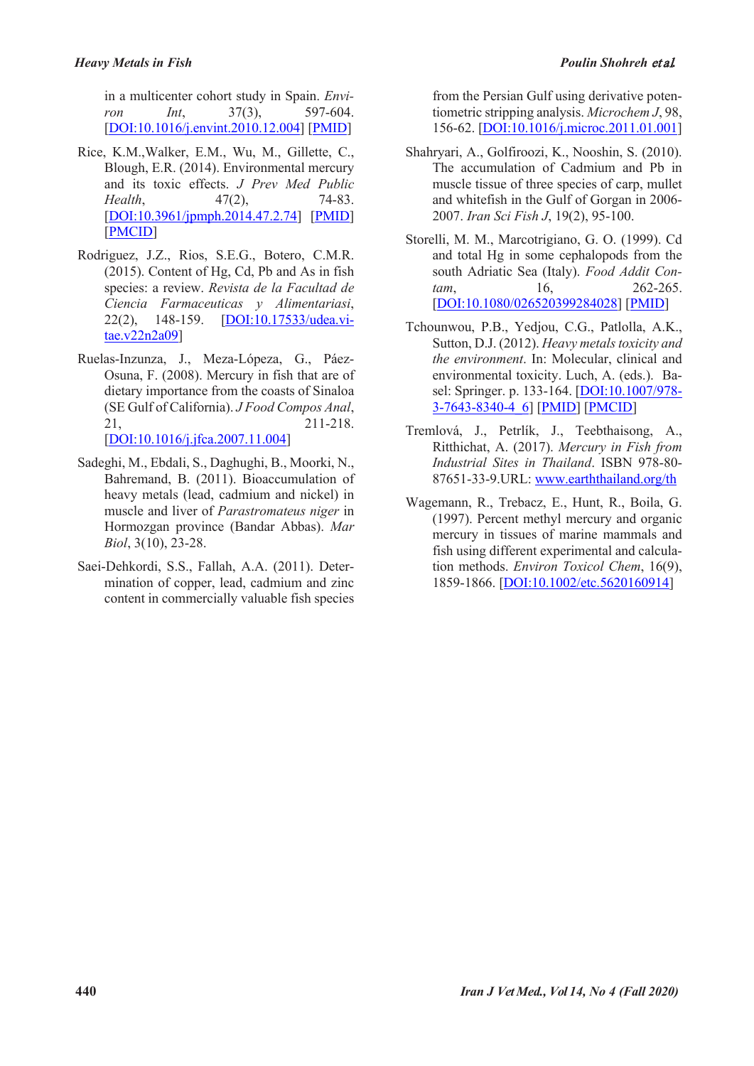in a multicenter cohort study in Spain. *Environ Int*, 37(3), 597-604. [DOI:10.1016/j.envint.2010.12.004] [PMID]

Rice, K.M.,Walker, E.M., Wu, M., Gillette, C., Blough, E.R. (2014). Environmental mercury and its toxic effects. *J Prev Med Public Health*, 47(2), 74-83. [DOI:10.3961/jpmph.2014.47.2.74] [PMID] [PMCID]

Rodriguez, J.Z., Rios, S.E.G., Botero, C.M.R. (2015). Content of Hg, Cd, Pb and As in fish species: a review. *Revista de la Facultad de Ciencia Farmaceuticas y Alimentariasi*, 22(2), 148-159. [DOI:10.17533/udea.vitae.v22n2a09]

Ruelas-Inzunza, J., Meza-Lópeza, G., Páez-Osuna, F. (2008). Mercury in fish that are of dietary importance from the coasts of Sinaloa (SE Gulf of California). *J Food Compos Anal*, 21, 211-218. [DOI:10.1016/j.jfca.2007.11.004]

Sadeghi, M., Ebdali, S., Daghughi, B., Moorki, N., Bahremand, B. (2011). Bioaccumulation of heavy metals (lead, cadmium and nickel) in muscle and liver of *Parastromateus niger* in Hormozgan province (Bandar Abbas). *Mar Biol*, 3(10), 23-28.

Saei-Dehkordi, S.S., Fallah, A.A. (2011). Determination of copper, lead, cadmium and zinc content in commercially valuable fish species from the Persian Gulf using derivative potentiometric stripping analysis. *Microchem J*, 98, 156-62. [DOI:10.1016/j.microc.2011.01.001]

Shahryari, A., Golfiroozi, K., Nooshin, S. (2010). The accumulation of Cadmium and Pb in muscle tissue of three species of carp, mullet and whitefish in the Gulf of Gorgan in 2006-2007. *Iran Sci Fish J*, 19(2), 95-100.

Storelli, M. M., Marcotrigiano, G. O. (1999). Cd and total Hg in some cephalopods from the south Adriatic Sea (Italy). *Food Addit Contam*, 16, 262-265. [DOI:10.1080/026520399284028] [PMID]

Tchounwou, P.B., Yedjou, C.G., Patlolla, A.K., Sutton, D.J. (2012). *Heavy metals toxicity and the environment*. In: Molecular, clinical and environmental toxicity. Luch, A. (eds.). Basel: Springer. p. 133-164. [DOI:10.1007/978-3-7643-8340-4_6] [PMID] [PMCID]

Tremlová, J., Petrlík, J., Teebthaisong, A., Ritthichat, A. (2017). *Mercury in Fish from Industrial Sites in Thailand*. ISBN 978-80-87651-33-9.URL: www.earththailand.org/th

Wagemann, R., Trebacz, E., Hunt, R., Boila, G. (1997). Percent methyl mercury and organic mercury in tissues of marine mammals and fish using different experimental and calculation methods. *Environ Toxicol Chem*, 16(9), 1859-1866. [DOI:10.1002/etc.5620160914]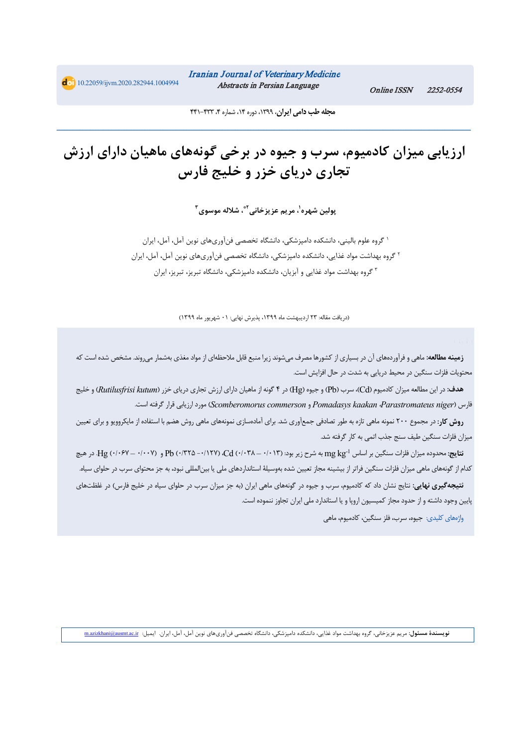10.22059/ijvm.2020.282944.1004994

*Iranian Journal of Veterinary Medicine*
*Abstracts in Persian Language*

*Online ISSN 2252-0554*

**مجله طب دامی ایران**، ۱۳۹۹، دوره ۱۴، شماره ۴، ۴۳۳-۴۴۱

# ارزیابی میزان کادمیوم، سرب و جیوه در برخی گونه‌های ماهیان دارای ارزش تجاری دریای خزر و خلیج فارس

**پولین شهره[۱]، مریم عزیزخانی[۲*]، شلاله موسوی[۳]**

[۱] گروه علوم بالینی، دانشکده دامپزشکی، دانشگاه تخصصی فن‌آوری‌های نوین آمل، آمل، ایران

[۲] گروه بهداشت مواد غذایی، دانشکده دامپزشکی، دانشگاه تخصصی فن‌آوری‌های نوین آمل، آمل، ایران

[۳] گروه بهداشت مواد غذایی و آبزیان، دانشکده دامپزشکی، دانشگاه تبریز، تبریز، ایران

(دریافت مقاله: ۲۳ اردیبهشت ماه ۱۳۹۹، پذیرش نهایی: ۰۱ شهریور ماه ۱۳۹۹)

**زمینه مطالعه:** ماهی و فرآورده‌های آن در بسیاری از کشورها مصرف می‌شوند زیرا منبع قابل ملاحظه‌ای از مواد مغذی به‌شمار می‌روند. مشخص شده است که محتویات فلزات سنگین در محیط دریایی به شدت در حال افزایش است.

**هدف:** در این مطالعه میزان کادمیوم (Cd)، سرب (Pb) و جیوه (Hg) در ۴ گونه از ماهیان دارای ارزش تجاری دریای خزر (*Rutilusfrisi kutum*) و خلیج فارس (*Parastromateus niger*، *Pomadasys kaakan* و *Scomberomorus commerson*) مورد ارزیابی قرار گرفته است.

**روش کار:** در مجموع ۲۰۰ نمونه ماهی تازه به طور تصادفی جمع‌آوری شد. برای آماده‌سازی نمونه‌های ماهی روش هضم با استفاده از مایکروویو و برای تعیین میزان فلزات سنگین طیف سنج جذب اتمی به کار گرفته شد.

**نتایج:** محدوده میزان فلزات سنگین بر اساس $mg\ kg^{-1}$ به شرح زیر بود: Cd (۰/۰۱۳ – ۰/۰۳۸)، Pb (۰/۱۲۷ – ۰/۳۲۵) و Hg (۰/۰۰۷ – ۰/۰۶۷). در هیچ کدام از گونه‌های ماهی میزان فلزات سنگین فراتر از بیشینه مجاز تعیین شده به‌وسیلهٔ استانداردهای ملی یا بین‌المللی نبود، به جز محتوای سرب در حلوای سیاه.

**نتیجه‌گیری نهایی:** نتایج نشان داد که کادمیوم، سرب و جیوه در گونه‌های ماهی ایران (به جز میزان سرب در حلوای سیاه در خلیج فارس) در غلظت‌های پایین وجود داشته و از حدود مجاز کمیسیون اروپا و یا استاندارد ملی ایران تجاوز ننموده است.

واژه‌های کلیدی: جیوه، سرب، فلز سنگین، کادمیوم، ماهی

**نویسندهٔ مسئول:** مریم عزیزخانی، گروه بهداشت مواد غذایی، دانشکده دامپزشکی، دانشگاه تخصصی فن‌آوری‌های نوین آمل، آمل، ایران. ایمیل: m.azizkhani@ausmt.ac.ir